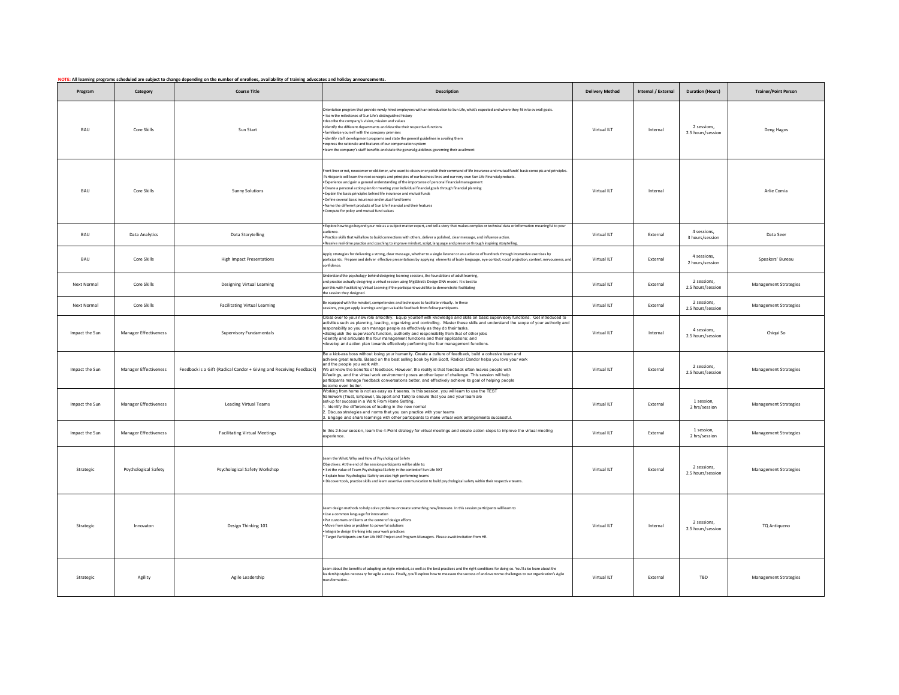**NOTE: All learning programs scheduled are subject to change depending on the number of enrollees, availability of training advocates and holiday announcements.**

| Program | Category | Course Title | Description | Delivery Method | Internal / External | Duration (Hours) | Trainer/Point Person |
|---|---|---|---|---|---|---|---|
| BAU | Core Skills | Sun Start | Orientation program that provide newly hired employees with an introduction to Sun Life, what's expected and where they fit in to overall goals. • learn the milestones of Sun Life's distinguished history •describe the company's vision, mission and values •identify the different departments and describe their respective functions •familiarize yourself with the company premises •identify staff development programs and state the general guidelines in availing them •express the rationale and features of our compensation system •learn the company's staff benefits and state the general guidelines governing their availment | Virtual ILT | Internal | 2 sessions, 2.5 hours/session | Deng Hagos |
| BAU | Core Skills | Sunny Solutions | Front liner or not, newcomer or old-timer, who want to discover or polish their command of life insurance and mutual funds' basic concepts and principles. Participants will learn the root concepts and principles of our business lines and our very own Sun Life Financial products. •Experience and gain a general understanding of the importance of personal financial management •Create a personal action plan for meeting your individual financial goals through financial planning •Explain the basic principles behind life insurance and mutual funds •Define several basic insurance and mutual fund terms •Name the different products of Sun Life Financial and their features •Compute for policy and mutual fund values | Virtual ILT | Internal | | Arlie Comia |
| BAU | Data Analytics | Data Storytelling | •Explore how to go beyond your role as a subject matter expert, and tell a story that makes complex or technical data or information meaningful to your audience. •Practice skills that will allow to build connections with others, deliver a polished, clear message, and influence action. •Receive real-time practice and coaching to improve mindset, script, language and presence through inspiring storytelling. | Virtual ILT | External | 4 sessions, 3 hours/session | Data Seer |
| BAU | Core Skills | High Impact Presentations | Apply strategies for delivering a strong, clear message, whether to a single listener or an audience of hundreds through interactive exercises by participants. Prepare and deliver effective presentations by applying elements of body language, eye contact, vocal projection, content, nervousness, and confidence. | Virtual ILT | External | 4 sessions, 2 hours/session | Speakers' Bureau |
| Next Normal | Core Skills | Designing Virtual Learning | Understand the psychology behind designing learning sessions, the foundations of adult learning, and practice actually designing a virtual session using MgtStrat's Design DNA model. It is best to pair this with Facilitating Virtual Learning if the participant would like to demonstrate facilitating the session they designed. | Virtual ILT | External | 2 sessions, 2.5 hours/session | Management Strategies |
| Next Normal | Core Skills | Facilitating Virtual Learning | Be equipped with the mindset, competencies and techniques to facilitate virtually. In these sessions, you get apply learnings and get valuable feedback from fellow participants. | Virtual ILT | External | 2 sessions, 2.5 hours/session | Management Strategies |
| Impact the Sun | Manager Effectiveness | Supervisory Fundamentals | Cross over to your new role smoothly. Equip yourself with knowledge and skills on basic supervisory functions. Get introduced to activities such as planning, leading, organizing and controlling. Master these skills and understand the scope of your authority and responsibility so you can manage people as effectively as they do their tasks. •distinguish the supervisor's function, authority and responsibility from that of other jobs •identify and articulate the four management functions and their applications; and •develop and action plan towards effectively performing the four management functions. | Virtual ILT | Internal | 4 sessions, 2.5 hours/session | Chiqui So |
| Impact the Sun | Manager Effectiveness | Feedback is a Gift (Radical Candor + Giving and Receiving Feedback) | Be a kick-ass boss without losing your humanity. Create a culture of feedback, build a cohesive team and achieve great results. Based on the best selling book by Kim Scott, Radical Candor helps you love your work and the people you work with. We all know the benefits of feedback. However, the reality is that feedback often leaves people with ill-feelings, and the virtual work environment poses another layer of challenge. This session will help participants manage feedback conversations better, and effectively achieve its goal of helping people become even better. | Virtual ILT | External | 2 sessions, 2.5 hours/session | Management Strategies |
| Impact the Sun | Manager Effectiveness | Leading Virtual Teams | Working from home is not as easy as it seems. In this session, you will learn to use the TEST framework (Trust, Empower, Support and Talk) to ensure that you and your team are set-up for success in a Work From Home Setting. 1. Identify the differences of leading in the new normal 2. Discuss strategies and norms that you can practice with your teams 3. Engage and share learnings with other participants to make virtual work arrangements successful. | Virtual ILT | External | 1 session, 2 hrs/session | Management Strategies |
| Impact the Sun | Manager Effectiveness | Facilitating Virtual Meetings | In this 2-hour session, learn the 4-Point strategy for virtual meetings and create action steps to improve the virtual meeting experience. | Virtual ILT | External | 1 session, 2 hrs/session | Management Strategies |
| Strategic | Psychological Safety | Psychological Safety Workshop | Learn the What, Why and How of Psychological Safety Objectives: At the end of the session participants will be able to: • Set the value of Team Psychological Safety in the context of Sun Life NXT • Explain how Psychological Safety creates high performing teams • Discover tools, practice skills and learn assertive communication to build psychological safety within their respective teams. | Virtual ILT | External | 2 sessions, 2.5 hours/session | Management Strategies |
| Strategic | Innovaton | Design Thinking 101 | Learn design methods to help solve problems or create something new/innovate. In this session participants will learn to •Use a common language for innovation •Put customers or Clients at the center of design efforts •Move from idea or problem to powerful solutions •Integrate design thinking into your work practices * Target Participants are Sun Life NXT Project and Program Managers. Please await invitation from HR. | Virtual ILT | Internal | 2 sessions, 2.5 hours/session | TQ Antiqueno |
| Strategic | Agility | Agile Leadership | Learn about the benefits of adopting an Agile mindset, as well as the best practices and the right conditions for doing so. You'll also learn about the leadership styles necessary for agile success. Finally, you'll explore how to measure the success of and overcome challenges to our organization's Agile transformation.. | Virtual ILT | External | TBD | Management Strategies |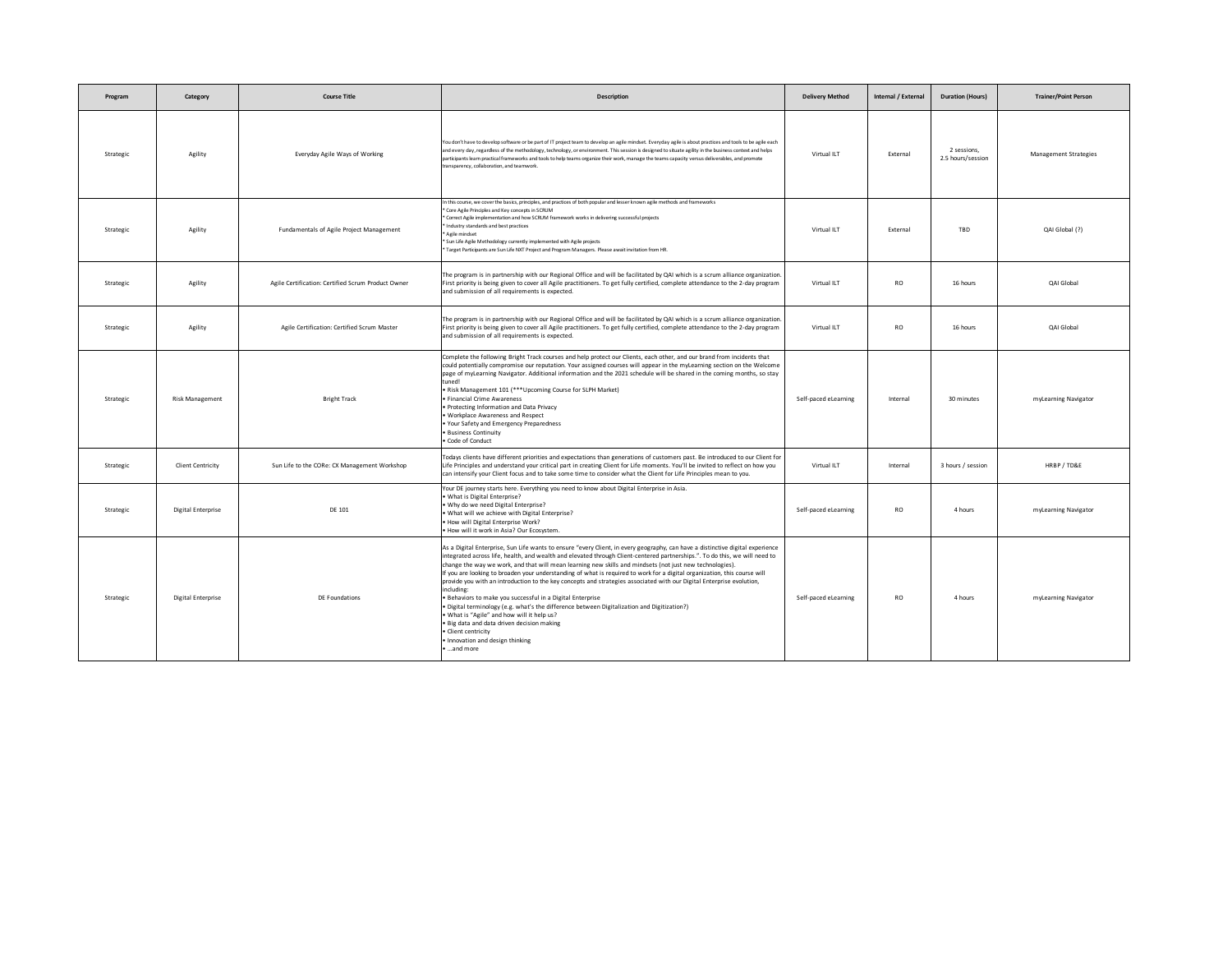| Program | Category | Course Title | Description | Delivery Method | Internal / External | Duration (Hours) | Trainer/Point Person |
|---|---|---|---|---|---|---|---|
| Strategic | Agility | Everyday Agile Ways of Working | You don't have to develop software or be part of IT project team to develop an agile mindset. Everyday agile is about practices and tools to be agile each and every day, regardless of the methodology, technology, or environment. This session is designed to situate agility in the business context and helps participants learn practical frameworks and tools to help teams organize their work, manage the teams capacity versus deliverables, and promote transparency, collaboration, and teamwork. | Virtual ILT | External | 2 sessions, 2.5 hours/session | Management Strategies |
| Strategic | Agility | Fundamentals of Agile Project Management | In this course, we cover the basics, principles, and practices of both popular and lesser known agile methods and frameworks<br>* Core Agile Principles and Key concepts in SCRUM<br>* Correct Agile implementation and how SCRUM framework works in delivering successful projects<br>* Industry standards and best practices<br>* Agile mindset<br>* Sun Life Agile Methodology currently implemented with Agile projects<br>* Target Participants are Sun Life NXT Project and Program Managers. Please await invitation from HR. | Virtual ILT | External | TBD | QAI Global (?) |
| Strategic | Agility | Agile Certification: Certified Scrum Product Owner | The program is in partnership with our Regional Office and will be facilitated by QAI which is a scrum alliance organization. First priority is being given to cover all Agile practitioners. To get fully certified, complete attendance to the 2-day program and submission of all requirements is expected. | Virtual ILT | RO | 16 hours | QAI Global |
| Strategic | Agility | Agile Certification: Certified Scrum Master | The program is in partnership with our Regional Office and will be facilitated by QAI which is a scrum alliance organization. First priority is being given to cover all Agile practitioners. To get fully certified, complete attendance to the 2-day program and submission of all requirements is expected. | Virtual ILT | RO | 16 hours | QAI Global |
| Strategic | Risk Management | Bright Track | Complete the following Bright Track courses and help protect our Clients, each other, and our brand from incidents that could potentially compromise our reputation. Your assigned courses will appear in the myLearning section on the Welcome page of myLearning Navigator. Additional information and the 2021 schedule will be shared in the coming months, so stay tuned!<br>• Risk Management 101 (***Upcoming Course for SLPH Market)<br>• Financial Crime Awareness<br>• Protecting Information and Data Privacy<br>• Workplace Awareness and Respect<br>• Your Safety and Emergency Preparedness<br>• Business Continuity<br>• Code of Conduct | Self-paced eLearning | Internal | 30 minutes | myLearning Navigator |
| Strategic | Client Centricity | Sun Life to the CORe: CX Management Workshop | Todays clients have different priorities and expectations than generations of customers past. Be introduced to our Client for Life Principles and understand your critical part in creating Client for Life moments. You'll be invited to reflect on how you can intensify your Client focus and to take some time to consider what the Client for Life Principles mean to you. | Virtual ILT | Internal | 3 hours / session | HRBP / TD&E |
| Strategic | Digital Enterprise | DE 101 | Your DE journey starts here. Everything you need to know about Digital Enterprise in Asia.<br>• What is Digital Enterprise?<br>• Why do we need Digital Enterprise?<br>• What will we achieve with Digital Enterprise?<br>• How will Digital Enterprise Work?<br>• How will it work in Asia? Our Ecosystem. | Self-paced eLearning | RO | 4 hours | myLearning Navigator |
| Strategic | Digital Enterprise | DE Foundations | As a Digital Enterprise, Sun Life wants to ensure "every Client, in every geography, can have a distinctive digital experience integrated across life, health, and wealth and elevated through Client-centered partnerships.". To do this, we will need to change the way we work, and that will mean learning new skills and mindsets (not just new technologies).<br>If you are looking to broaden your understanding of what is required to work for a digital organization, this course will provide you with an introduction to the key concepts and strategies associated with our Digital Enterprise evolution, including:<br>• Behaviors to make you successful in a Digital Enterprise<br>• Digital terminology (e.g. what's the difference between Digitalization and Digitization?)<br>• What is "Agile" and how will it help us?<br>• Big data and data driven decision making<br>• Client centricity<br>• Innovation and design thinking<br>• ...and more | Self-paced eLearning | RO | 4 hours | myLearning Navigator |